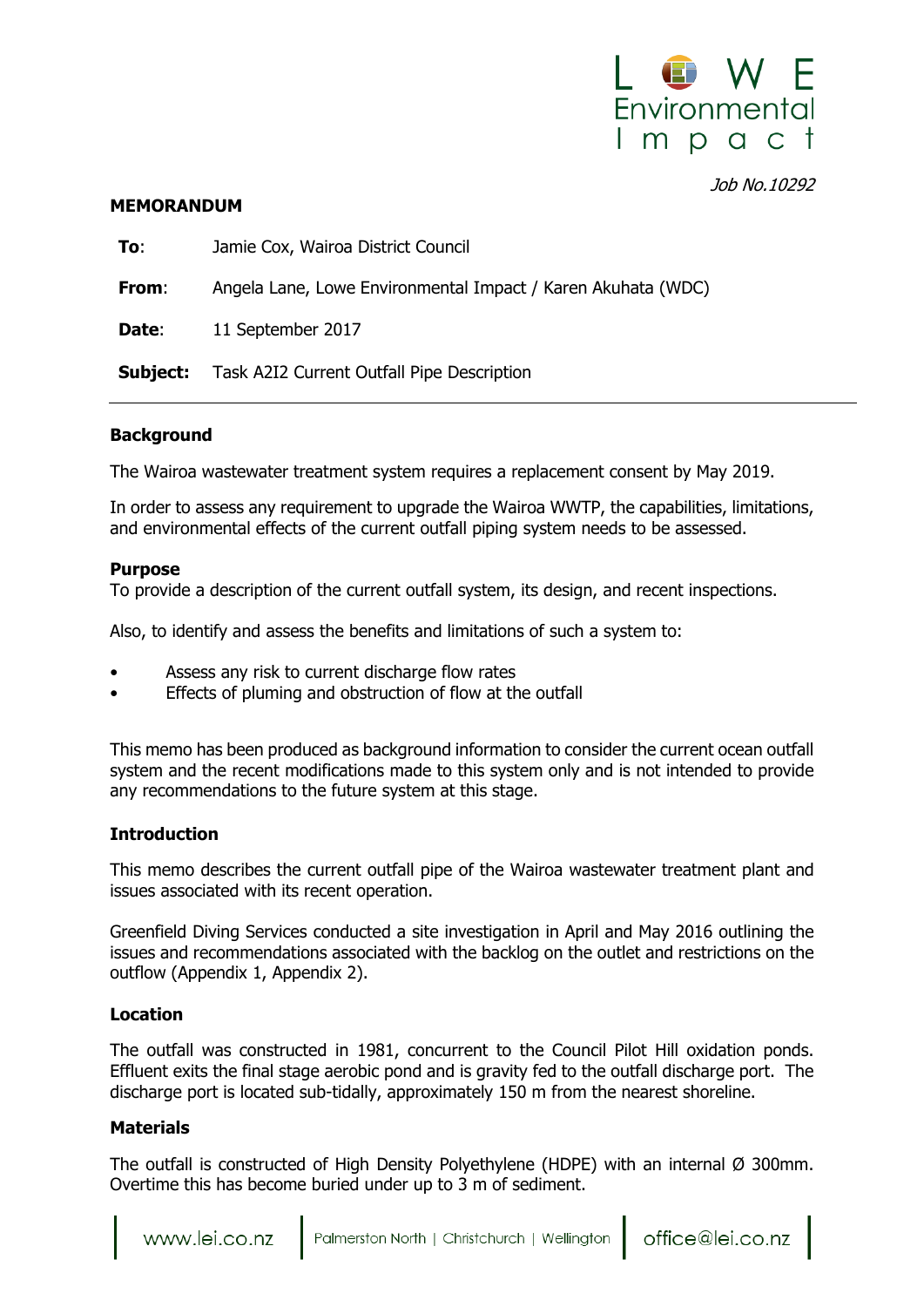Job No.10292

**MEMORANDUM**

**To**: Jamie Cox, Wairoa District Council

**From**: Angela Lane, Lowe Environmental Impact / Karen Akuhata (WDC)

**Date**: 11 September 2017

**Subject:** Task A2I2 Current Outfall Pipe Description

## Background

The Wairoa wastewater treatment system requires a replacement consent by May 2019.

In order to assess any requirement to upgrade the Wairoa WWTP, the capabilities, limitations, and environmental effects of the current outfall piping system needs to be assessed.

## Purpose

To provide a description of the current outfall system, its design, and recent inspections.

Also, to identify and assess the benefits and limitations of such a system to:

- Assess any risk to current discharge flow rates
- Effects of pluming and obstruction of flow at the outfall

This memo has been produced as background information to consider the current ocean outfall system and the recent modifications made to this system only and is not intended to provide any recommendations to the future system at this stage.

## Introduction

This memo describes the current outfall pipe of the Wairoa wastewater treatment plant and issues associated with its recent operation.

Greenfield Diving Services conducted a site investigation in April and May 2016 outlining the issues and recommendations associated with the backlog on the outlet and restrictions on the outflow (Appendix 1, Appendix 2).

## Location

The outfall was constructed in 1981, concurrent to the Council Pilot Hill oxidation ponds. Effluent exits the final stage aerobic pond and is gravity fed to the outfall discharge port. The discharge port is located sub-tidally, approximately 150 m from the nearest shoreline.

## Materials

The outfall is constructed of High Density Polyethylene (HDPE) with an internal Ø 300mm. Overtime this has become buried under up to 3 m of sediment.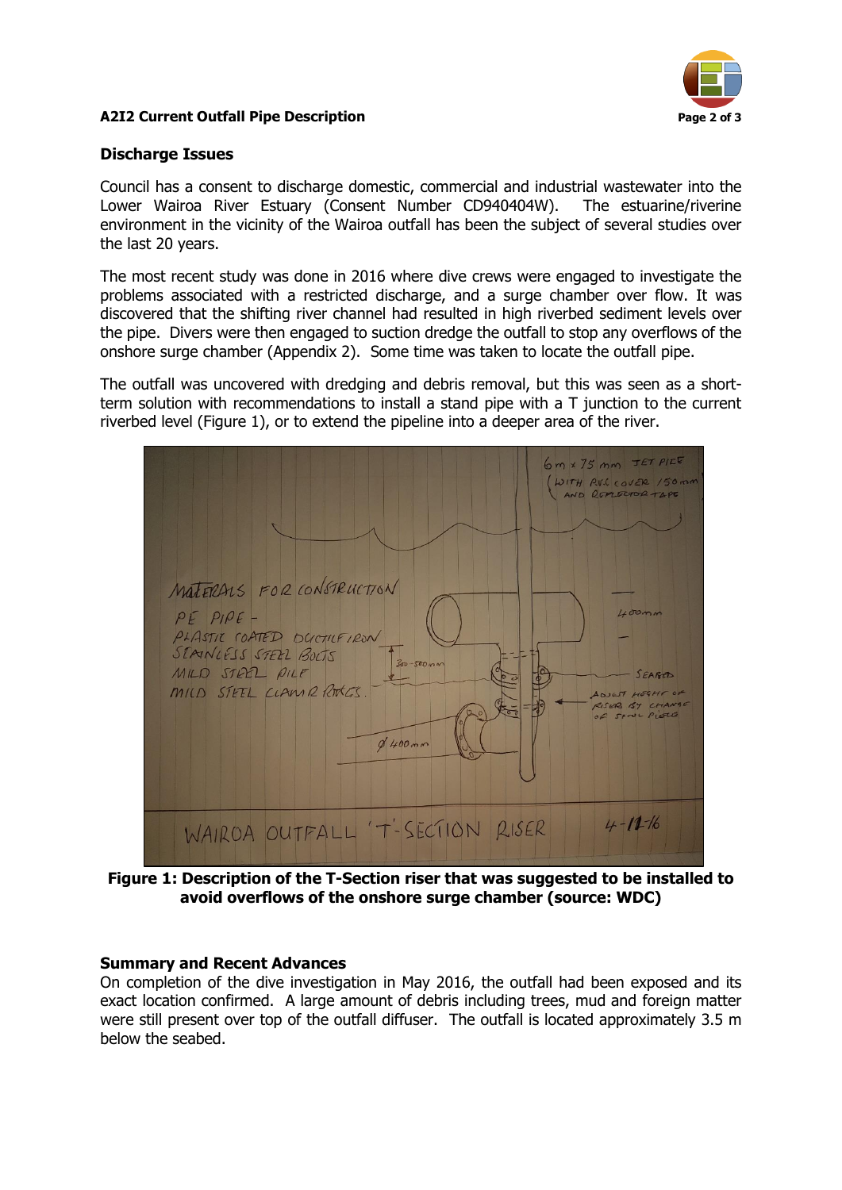## Discharge Issues

Council has a consent to discharge domestic, commercial and industrial wastewater into the Lower Wairoa River Estuary (Consent Number CD940404W). The estuarine/riverine environment in the vicinity of the Wairoa outfall has been the subject of several studies over the last 20 years.

The most recent study was done in 2016 where dive crews were engaged to investigate the problems associated with a restricted discharge, and a surge chamber over flow. It was discovered that the shifting river channel had resulted in high riverbed sediment levels over the pipe. Divers were then engaged to suction dredge the outfall to stop any overflows of the onshore surge chamber (Appendix 2). Some time was taken to locate the outfall pipe.

The outfall was uncovered with dredging and debris removal, but this was seen as a short-term solution with recommendations to install a stand pipe with a T junction to the current riverbed level (Figure 1), or to extend the pipeline into a deeper area of the river.

**Figure 1: Description of the T-Section riser that was suggested to be installed to avoid overflows of the onshore surge chamber (source: WDC)**

## Summary and Recent Advances

On completion of the dive investigation in May 2016, the outfall had been exposed and its exact location confirmed. A large amount of debris including trees, mud and foreign matter were still present over top of the outfall diffuser. The outfall is located approximately 3.5 m below the seabed.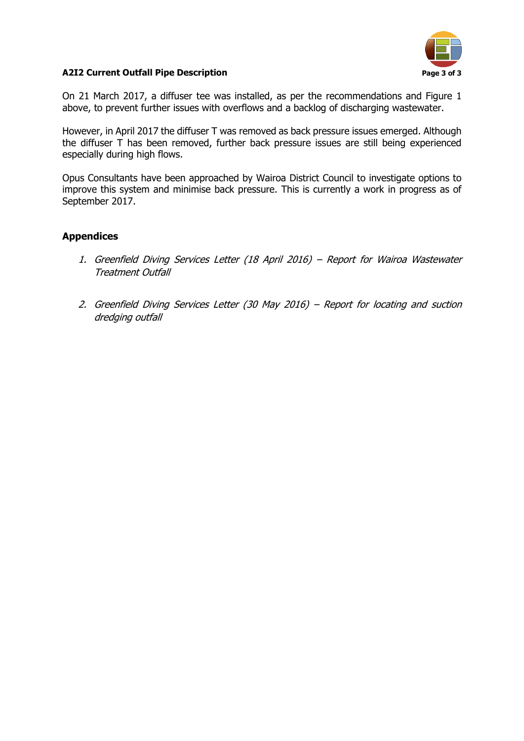On 21 March 2017, a diffuser tee was installed, as per the recommendations and Figure 1 above, to prevent further issues with overflows and a backlog of discharging wastewater.

However, in April 2017 the diffuser T was removed as back pressure issues emerged. Although the diffuser T has been removed, further back pressure issues are still being experienced especially during high flows.

Opus Consultants have been approached by Wairoa District Council to investigate options to improve this system and minimise back pressure. This is currently a work in progress as of September 2017.

## Appendices

1. *Greenfield Diving Services Letter (18 April 2016) – Report for Wairoa Wastewater Treatment Outfall*

2. *Greenfield Diving Services Letter (30 May 2016) – Report for locating and suction dredging outfall*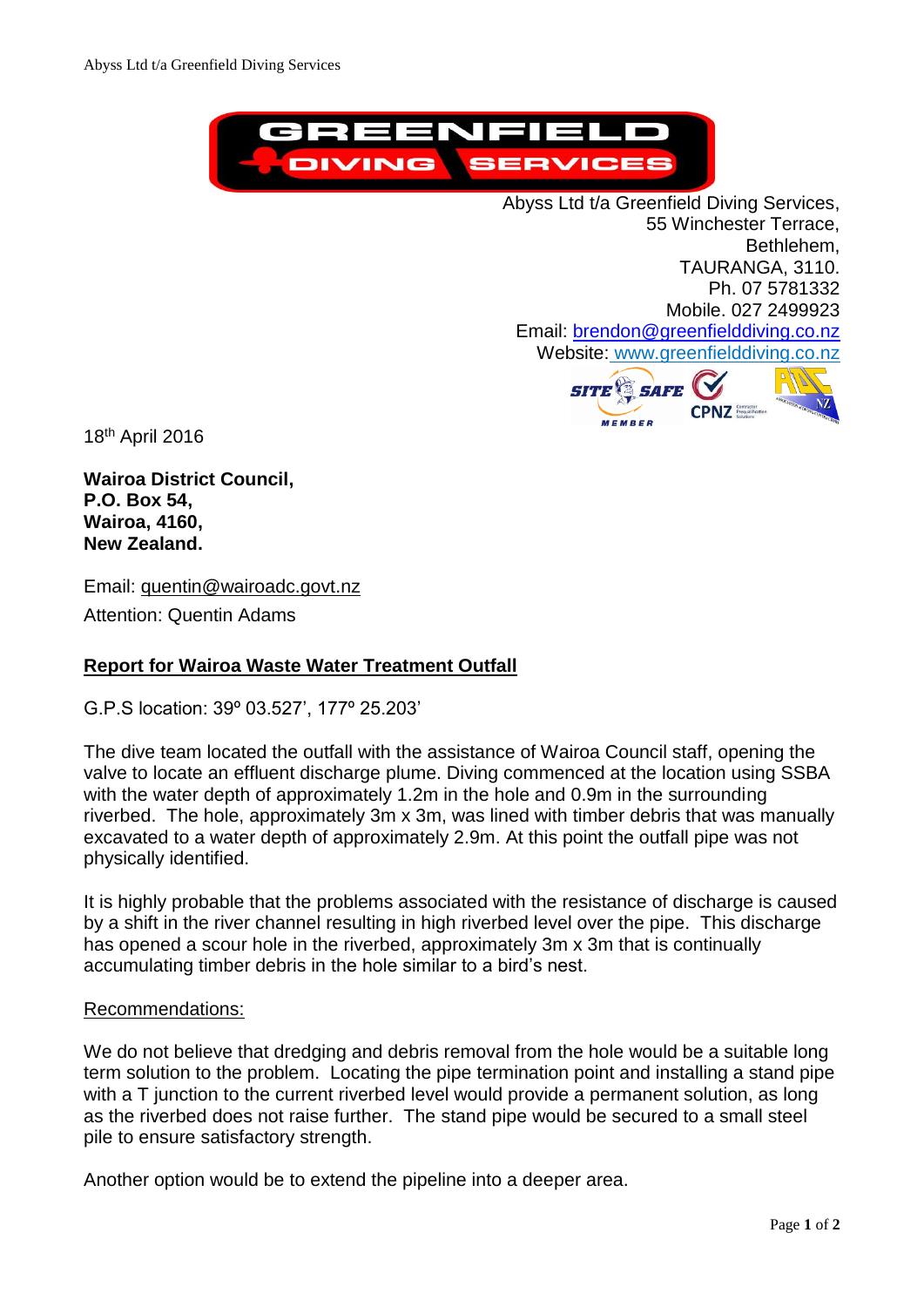GREENFIELD DIVING SERVICES

Abyss Ltd t/a Greenfield Diving Services,
55 Winchester Terrace,
Bethlehem,
TAURANGA, 3110.
Ph. 07 5781332
Mobile. 027 2499923
Email: brendon@greenfielddiving.co.nz
Website: www.greenfielddiving.co.nz

18th April 2016

**Wairoa District Council,**
**P.O. Box 54,**
**Wairoa, 4160,**
**New Zealand.**

Email: quentin@wairoadc.govt.nz

Attention: Quentin Adams

## Report for Wairoa Waste Water Treatment Outfall

G.P.S location: 39º 03.527', 177º 25.203'

The dive team located the outfall with the assistance of Wairoa Council staff, opening the valve to locate an effluent discharge plume. Diving commenced at the location using SSBA with the water depth of approximately 1.2m in the hole and 0.9m in the surrounding riverbed. The hole, approximately 3m x 3m, was lined with timber debris that was manually excavated to a water depth of approximately 2.9m. At this point the outfall pipe was not physically identified.

It is highly probable that the problems associated with the resistance of discharge is caused by a shift in the river channel resulting in high riverbed level over the pipe. This discharge has opened a scour hole in the riverbed, approximately 3m x 3m that is continually accumulating timber debris in the hole similar to a bird's nest.

Recommendations:

We do not believe that dredging and debris removal from the hole would be a suitable long term solution to the problem. Locating the pipe termination point and installing a stand pipe with a T junction to the current riverbed level would provide a permanent solution, as long as the riverbed does not raise further. The stand pipe would be secured to a small steel pile to ensure satisfactory strength.

Another option would be to extend the pipeline into a deeper area.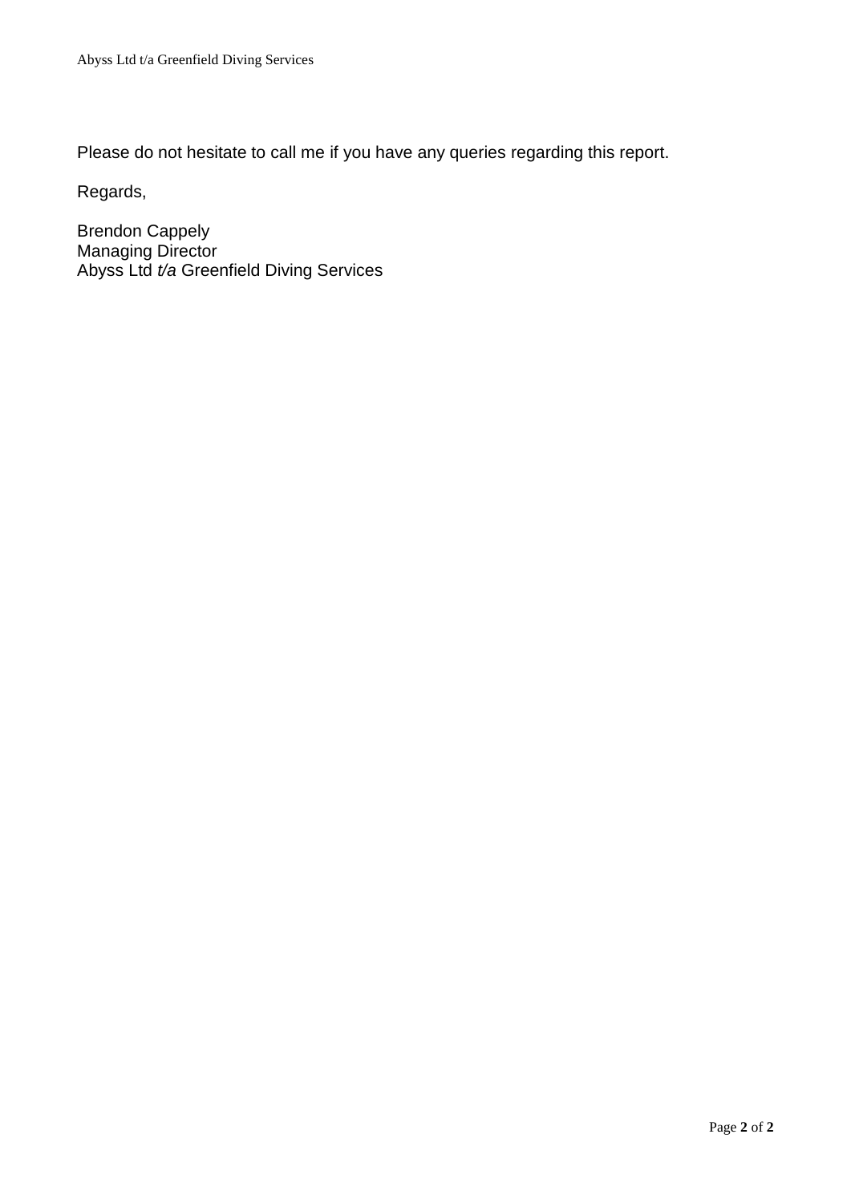Please do not hesitate to call me if you have any queries regarding this report.

Regards,

Brendon Cappely
Managing Director
Abyss Ltd *t/a* Greenfield Diving Services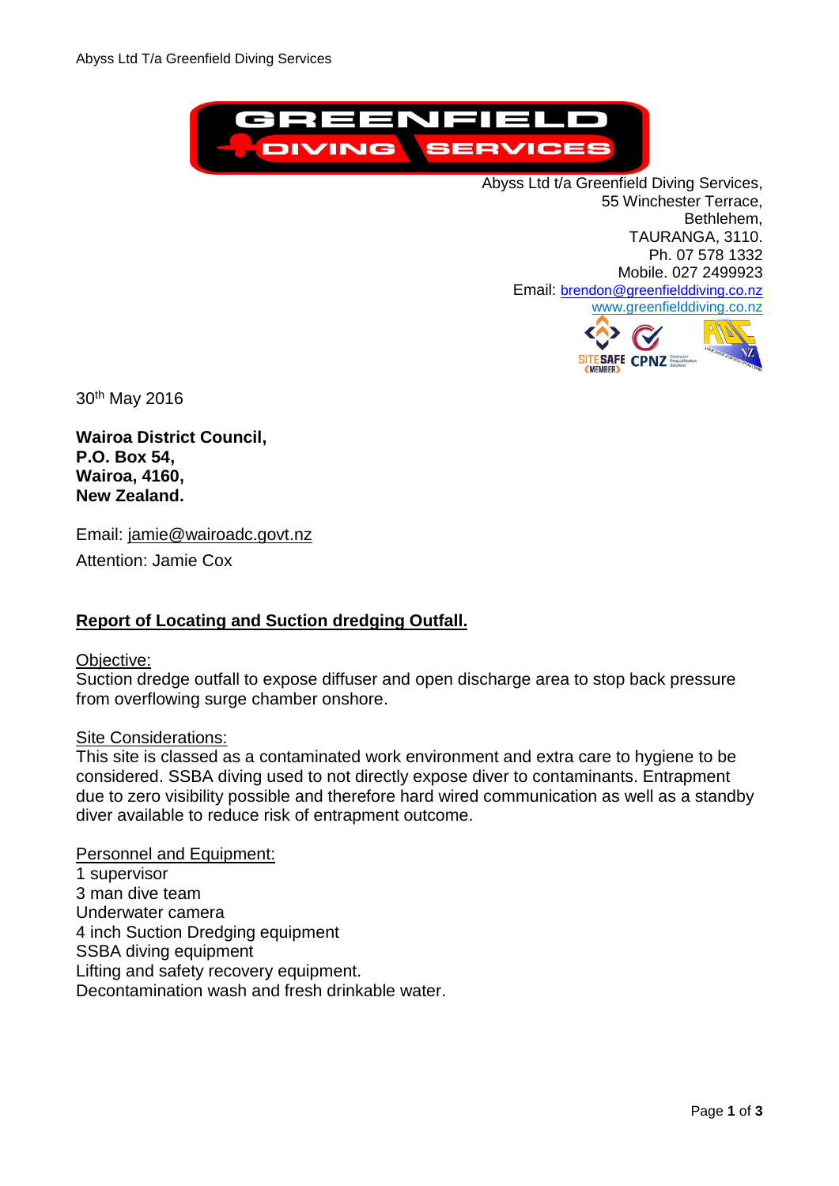Abyss Ltd T/a Greenfield Diving Services

Abyss Ltd t/a Greenfield Diving Services,
55 Winchester Terrace,
Bethlehem,
TAURANGA, 3110.
Ph. 07 578 1332
Mobile. 027 2499923
Email: brendon@greenfielddiving.co.nz
www.greenfielddiving.co.nz

30th May 2016

**Wairoa District Council,**
**P.O. Box 54,**
**Wairoa, 4160,**
**New Zealand.**

Email: jamie@wairoadc.govt.nz

Attention: Jamie Cox

## Report of Locating and Suction dredging Outfall.

Objective:
Suction dredge outfall to expose diffuser and open discharge area to stop back pressure from overflowing surge chamber onshore.

Site Considerations:
This site is classed as a contaminated work environment and extra care to hygiene to be considered. SSBA diving used to not directly expose diver to contaminants. Entrapment due to zero visibility possible and therefore hard wired communication as well as a standby diver available to reduce risk of entrapment outcome.

Personnel and Equipment:
1 supervisor
3 man dive team
Underwater camera
4 inch Suction Dredging equipment
SSBA diving equipment
Lifting and safety recovery equipment.
Decontamination wash and fresh drinkable water.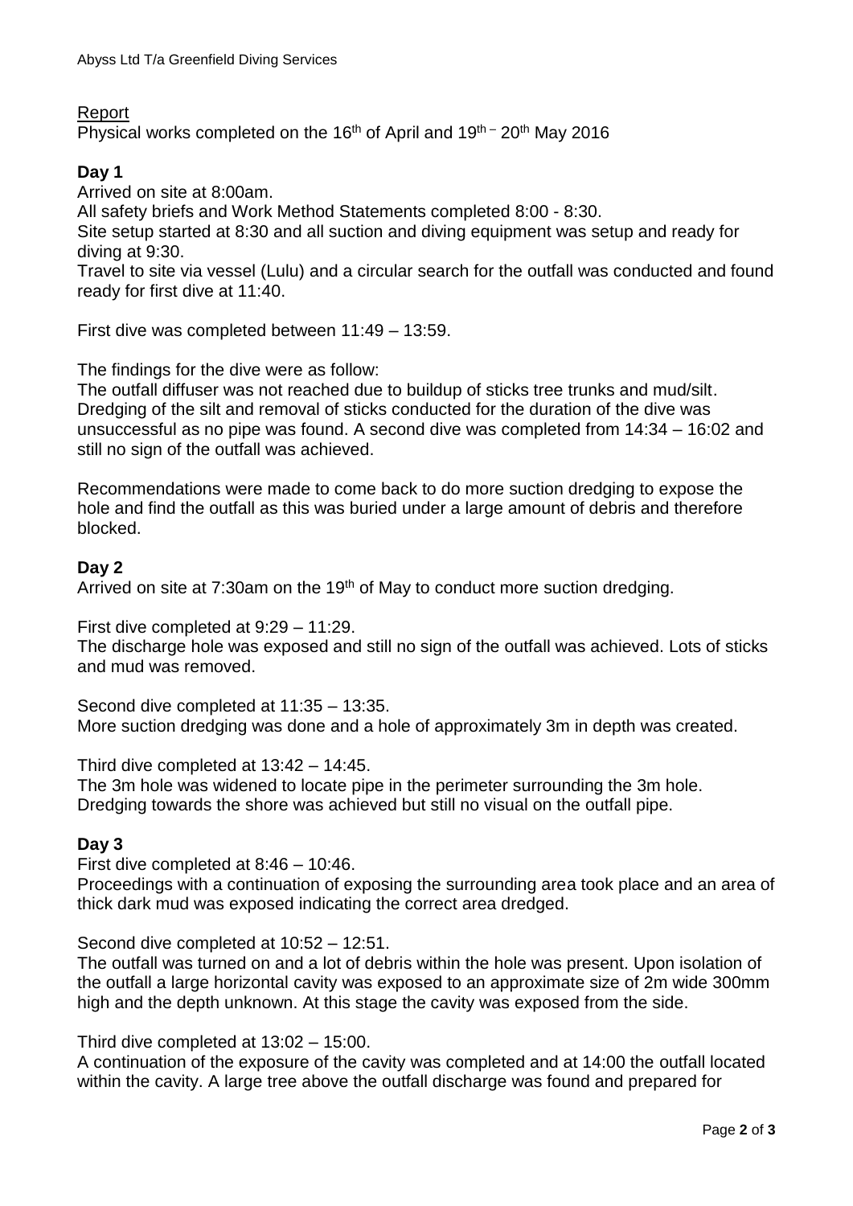## Report

Physical works completed on the 16th of April and 19th – 20th May 2016

**Day 1**

Arrived on site at 8:00am.

All safety briefs and Work Method Statements completed 8:00 - 8:30.

Site setup started at 8:30 and all suction and diving equipment was setup and ready for diving at 9:30.

Travel to site via vessel (Lulu) and a circular search for the outfall was conducted and found ready for first dive at 11:40.

First dive was completed between 11:49 – 13:59.

The findings for the dive were as follow:

The outfall diffuser was not reached due to buildup of sticks tree trunks and mud/silt. Dredging of the silt and removal of sticks conducted for the duration of the dive was unsuccessful as no pipe was found. A second dive was completed from 14:34 – 16:02 and still no sign of the outfall was achieved.

Recommendations were made to come back to do more suction dredging to expose the hole and find the outfall as this was buried under a large amount of debris and therefore blocked.

**Day 2**

Arrived on site at 7:30am on the 19th of May to conduct more suction dredging.

First dive completed at 9:29 – 11:29.

The discharge hole was exposed and still no sign of the outfall was achieved. Lots of sticks and mud was removed.

Second dive completed at 11:35 – 13:35.

More suction dredging was done and a hole of approximately 3m in depth was created.

Third dive completed at 13:42 – 14:45.

The 3m hole was widened to locate pipe in the perimeter surrounding the 3m hole. Dredging towards the shore was achieved but still no visual on the outfall pipe.

**Day 3**

First dive completed at 8:46 – 10:46.

Proceedings with a continuation of exposing the surrounding area took place and an area of thick dark mud was exposed indicating the correct area dredged.

Second dive completed at 10:52 – 12:51.

The outfall was turned on and a lot of debris within the hole was present. Upon isolation of the outfall a large horizontal cavity was exposed to an approximate size of 2m wide 300mm high and the depth unknown. At this stage the cavity was exposed from the side.

Third dive completed at 13:02 – 15:00.

A continuation of the exposure of the cavity was completed and at 14:00 the outfall located within the cavity. A large tree above the outfall discharge was found and prepared for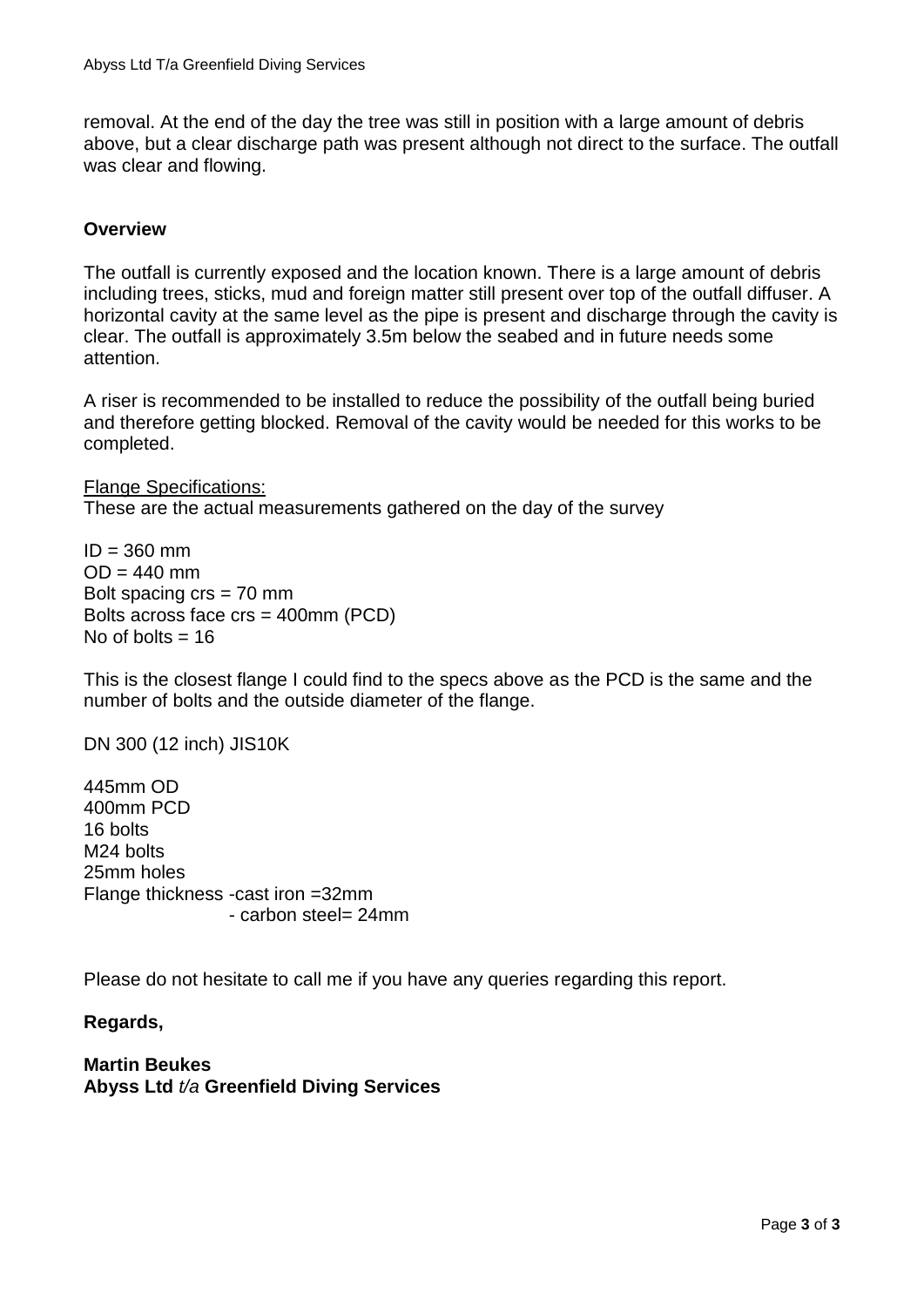removal. At the end of the day the tree was still in position with a large amount of debris above, but a clear discharge path was present although not direct to the surface. The outfall was clear and flowing.

**Overview**

The outfall is currently exposed and the location known. There is a large amount of debris including trees, sticks, mud and foreign matter still present over top of the outfall diffuser. A horizontal cavity at the same level as the pipe is present and discharge through the cavity is clear. The outfall is approximately 3.5m below the seabed and in future needs some attention.

A riser is recommended to be installed to reduce the possibility of the outfall being buried and therefore getting blocked. Removal of the cavity would be needed for this works to be completed.

Flange Specifications:
These are the actual measurements gathered on the day of the survey

ID = 360 mm
OD = 440 mm
Bolt spacing crs = 70 mm
Bolts across face crs = 400mm (PCD)
No of bolts = 16

This is the closest flange I could find to the specs above as the PCD is the same and the number of bolts and the outside diameter of the flange.

DN 300 (12 inch) JIS10K

445mm OD
400mm PCD
16 bolts
M24 bolts
25mm holes
Flange thickness -cast iron =32mm
- carbon steel= 24mm

Please do not hesitate to call me if you have any queries regarding this report.

**Regards,**

**Martin Beukes**
**Abyss Ltd** *t/a* **Greenfield Diving Services**